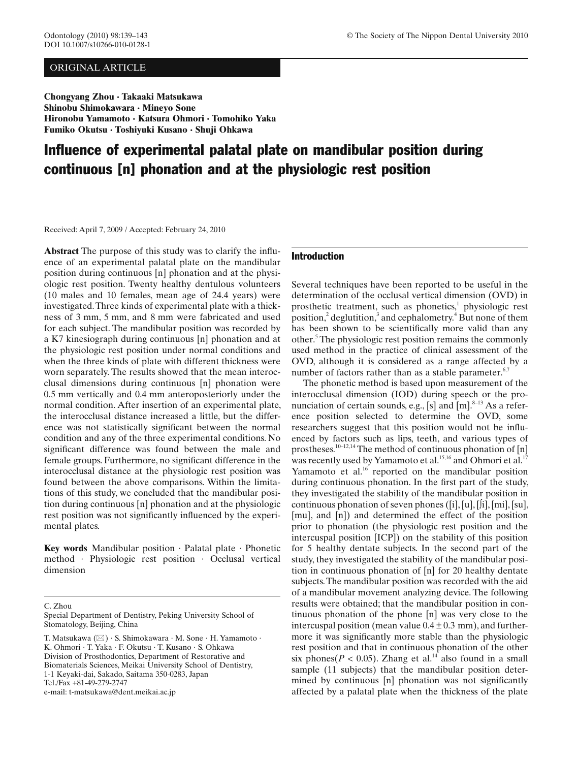ORIGINAL ARTICLE

**Chongyang Zhou · Takaaki Matsukawa**
**Shinobu Shimokawara · Mineyo Sone**
**Hironobu Yamamoto · Katsura Ohmori · Tomohiko Yaka**
**Fumiko Okutsu · Toshiyuki Kusano · Shuji Ohkawa**

# Influence of experimental palatal plate on mandibular position during continuous [n] phonation and at the physiologic rest position

Received: April 7, 2009 / Accepted: February 24, 2010

**Abstract** The purpose of this study was to clarify the influence of an experimental palatal plate on the mandibular position during continuous [n] phonation and at the physiologic rest position. Twenty healthy dentulous volunteers (10 males and 10 females, mean age of 24.4 years) were investigated. Three kinds of experimental plate with a thickness of 3 mm, 5 mm, and 8 mm were fabricated and used for each subject. The mandibular position was recorded by a K7 kinesiograph during continuous [n] phonation and at the physiologic rest position under normal conditions and when the three kinds of plate with different thickness were worn separately. The results showed that the mean interocclusal dimensions during continuous [n] phonation were 0.5 mm vertically and 0.4 mm anteroposteriorly under the normal condition. After insertion of an experimental plate, the interocclusal distance increased a little, but the difference was not statistically significant between the normal condition and any of the three experimental conditions. No significant difference was found between the male and female groups. Furthermore, no significant difference in the interocclusal distance at the physiologic rest position was found between the above comparisons. Within the limitations of this study, we concluded that the mandibular position during continuous [n] phonation and at the physiologic rest position was not significantly influenced by the experimental plates.

**Key words** Mandibular position · Palatal plate · Phonetic method · Physiologic rest position · Occlusal vertical dimension

C. Zhou
Special Department of Dentistry, Peking University School of Stomatology, Beijing, China

T. Matsukawa (✉) · S. Shimokawara · M. Sone · H. Yamamoto · K. Ohmori · T. Yaka · F. Okutsu · T. Kusano · S. Ohkawa
Division of Prosthodontics, Department of Restorative and Biomaterials Sciences, Meikai University School of Dentistry, 1-1 Keyaki-dai, Sakado, Saitama 350-0283, Japan
Tel./Fax +81-49-279-2747
e-mail: t-matsukawa@dent.meikai.ac.jp

## Introduction

Several techniques have been reported to be useful in the determination of the occlusal vertical dimension (OVD) in prosthetic treatment, such as phonetics,[1] physiologic rest position,[2] deglutition,[3] and cephalometry.[4] But none of them has been shown to be scientifically more valid than any other.[5] The physiologic rest position remains the commonly used method in the practice of clinical assessment of the OVD, although it is considered as a range affected by a number of factors rather than as a stable parameter.[6,7]

The phonetic method is based upon measurement of the interocclusal dimension (IOD) during speech or the pronunciation of certain sounds, e.g., [s] and [m].[8–13] As a reference position selected to determine the OVD, some researchers suggest that this position would not be influenced by factors such as lips, teeth, and various types of prostheses.[10–12,14] The method of continuous phonation of [n] was recently used by Yamamoto et al.[15,16] and Ohmori et al.[17] Yamamoto et al.[16] reported on the mandibular position during continuous phonation. In the first part of the study, they investigated the stability of the mandibular position in continuous phonation of seven phones ([i], [u], [ʃi], [mi], [su], [mu], and [n]) and determined the effect of the position prior to phonation (the physiologic rest position and the intercuspal position [ICP]) on the stability of this position for 5 healthy dentate subjects. In the second part of the study, they investigated the stability of the mandibular position in continuous phonation of [n] for 20 healthy dentate subjects. The mandibular position was recorded with the aid of a mandibular movement analyzing device. The following results were obtained; that the mandibular position in continuous phonation of the phone [n] was very close to the intercuspal position (mean value $0.4 \pm 0.3$ mm), and furthermore it was significantly more stable than the physiologic rest position and that in continuous phonation of the other six phones($P < 0.05$). Zhang et al.[14] also found in a small sample (11 subjects) that the mandibular position determined by continuous [n] phonation was not significantly affected by a palatal plate when the thickness of the plate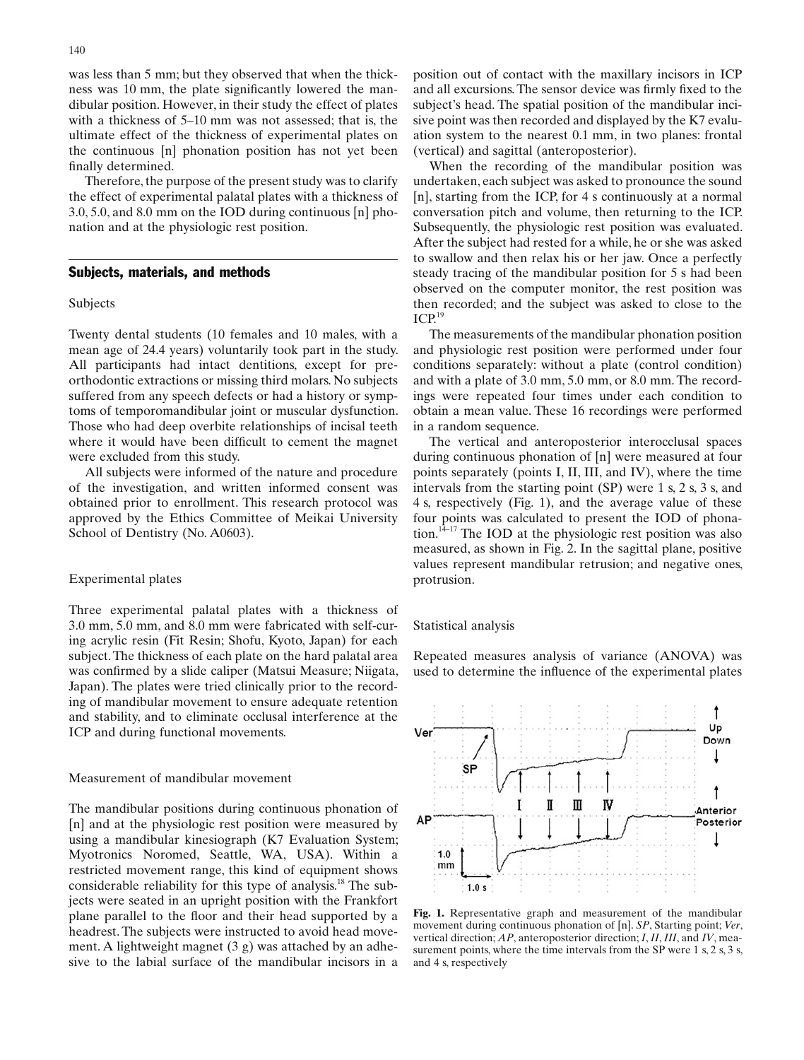was less than 5 mm; but they observed that when the thickness was 10 mm, the plate significantly lowered the mandibular position. However, in their study the effect of plates with a thickness of 5–10 mm was not assessed; that is, the ultimate effect of the thickness of experimental plates on the continuous [n] phonation position has not yet been finally determined.

Therefore, the purpose of the present study was to clarify the effect of experimental palatal plates with a thickness of 3.0, 5.0, and 8.0 mm on the IOD during continuous [n] phonation and at the physiologic rest position.

## Subjects, materials, and methods

### Subjects

Twenty dental students (10 females and 10 males, with a mean age of 24.4 years) voluntarily took part in the study. All participants had intact dentitions, except for pre-orthodontic extractions or missing third molars. No subjects suffered from any speech defects or had a history or symptoms of temporomandibular joint or muscular dysfunction. Those who had deep overbite relationships of incisal teeth where it would have been difficult to cement the magnet were excluded from this study.

All subjects were informed of the nature and procedure of the investigation, and written informed consent was obtained prior to enrollment. This research protocol was approved by the Ethics Committee of Meikai University School of Dentistry (No. A0603).

### Experimental plates

Three experimental palatal plates with a thickness of 3.0 mm, 5.0 mm, and 8.0 mm were fabricated with self-curing acrylic resin (Fit Resin; Shofu, Kyoto, Japan) for each subject. The thickness of each plate on the hard palatal area was confirmed by a slide caliper (Matsui Measure; Niigata, Japan). The plates were tried clinically prior to the recording of mandibular movement to ensure adequate retention and stability, and to eliminate occlusal interference at the ICP and during functional movements.

### Measurement of mandibular movement

The mandibular positions during continuous phonation of [n] and at the physiologic rest position were measured by using a mandibular kinesiograph (K7 Evaluation System; Myotronics Noromed, Seattle, WA, USA). Within a restricted movement range, this kind of equipment shows considerable reliability for this type of analysis.[18] The subjects were seated in an upright position with the Frankfort plane parallel to the floor and their head supported by a headrest. The subjects were instructed to avoid head movement. A lightweight magnet (3 g) was attached by an adhesive to the labial surface of the mandibular incisors in a position out of contact with the maxillary incisors in ICP and all excursions. The sensor device was firmly fixed to the subject's head. The spatial position of the mandibular incisive point was then recorded and displayed by the K7 evaluation system to the nearest 0.1 mm, in two planes: frontal (vertical) and sagittal (anteroposterior).

When the recording of the mandibular position was undertaken, each subject was asked to pronounce the sound [n], starting from the ICP, for 4 s continuously at a normal conversation pitch and volume, then returning to the ICP. Subsequently, the physiologic rest position was evaluated. After the subject had rested for a while, he or she was asked to swallow and then relax his or her jaw. Once a perfectly steady tracing of the mandibular position for 5 s had been observed on the computer monitor, the rest position was then recorded; and the subject was asked to close to the ICP.[19]

The measurements of the mandibular phonation position and physiologic rest position were performed under four conditions separately: without a plate (control condition) and with a plate of 3.0 mm, 5.0 mm, or 8.0 mm. The recordings were repeated four times under each condition to obtain a mean value. These 16 recordings were performed in a random sequence.

The vertical and anteroposterior interocclusal spaces during continuous phonation of [n] were measured at four points separately (points I, II, III, and IV), where the time intervals from the starting point (SP) were 1 s, 2 s, 3 s, and 4 s, respectively (Fig. 1), and the average value of these four points was calculated to present the IOD of phonation.[14–17] The IOD at the physiologic rest position was also measured, as shown in Fig. 2. In the sagittal plane, positive values represent mandibular retrusion; and negative ones, protrusion.

### Statistical analysis

Repeated measures analysis of variance (ANOVA) was used to determine the influence of the experimental plates

**Fig. 1.** Representative graph and measurement of the mandibular movement during continuous phonation of [n]. *SP*, Starting point; *Ver*, vertical direction; *AP*, anteroposterior direction; *I*, *II*, *III*, and *IV*, measurement points, where the time intervals from the SP were 1 s, 2 s, 3 s, and 4 s, respectively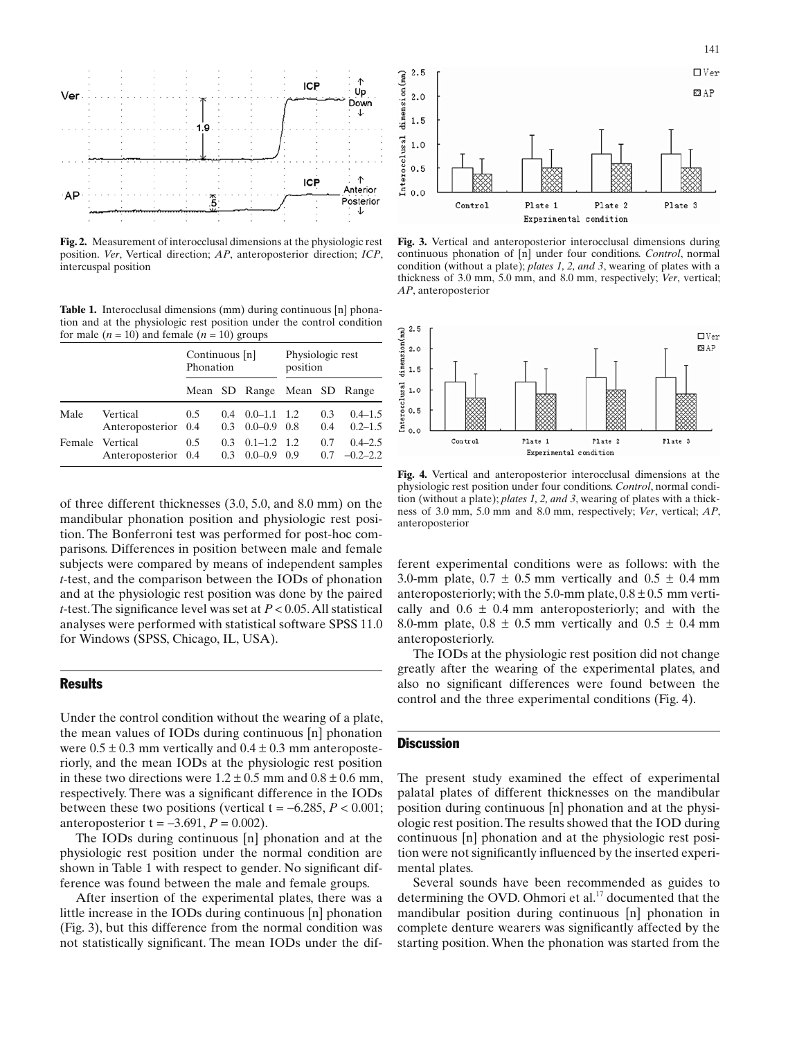**Fig. 2.** Measurement of interocclusal dimensions at the physiologic rest position. *Ver*, Vertical direction; *AP*, anteroposterior direction; *ICP*, intercuspal position

**Table 1.** Interocclusal dimensions (mm) during continuous [n] phonation and at the physiologic rest position under the control condition for male ($n = 10$) and female ($n = 10$) groups

| | | Continuous [n] Phonation | | | Physiologic rest position | | |
|---|---|---|---|---|---|---|---|
| | | Mean | SD | Range | Mean | SD | Range |
| Male | Vertical | 0.5 | 0.4 | 0.0–1.1 | 1.2 | 0.3 | 0.4–1.5 |
| | Anteroposterior | 0.4 | 0.3 | 0.0–0.9 | 0.8 | 0.4 | 0.2–1.5 |
| Female | Vertical | 0.5 | 0.3 | 0.1–1.2 | 1.2 | 0.7 | 0.4–2.5 |
| | Anteroposterior | 0.4 | 0.3 | 0.0–0.9 | 0.9 | 0.7 | −0.2–2.2 |

of three different thicknesses (3.0, 5.0, and 8.0 mm) on the mandibular phonation position and physiologic rest position. The Bonferroni test was performed for post-hoc comparisons. Differences in position between male and female subjects were compared by means of independent samples *t*-test, and the comparison between the IODs of phonation and at the physiologic rest position was done by the paired *t*-test. The significance level was set at $P < 0.05$. All statistical analyses were performed with statistical software SPSS 11.0 for Windows (SPSS, Chicago, IL, USA).

## Results

Under the control condition without the wearing of a plate, the mean values of IODs during continuous [n] phonation were $0.5 \pm 0.3$ mm vertically and $0.4 \pm 0.3$ mm anteroposteriorly, and the mean IODs at the physiologic rest position in these two directions were $1.2 \pm 0.5$ mm and $0.8 \pm 0.6$ mm, respectively. There was a significant difference in the IODs between these two positions (vertical $t = -6.285$, $P < 0.001$; anteroposterior $t = -3.691$, $P = 0.002$).

The IODs during continuous [n] phonation and at the physiologic rest position under the normal condition are shown in Table 1 with respect to gender. No significant difference was found between the male and female groups.

After insertion of the experimental plates, there was a little increase in the IODs during continuous [n] phonation (Fig. 3), but this difference from the normal condition was not statistically significant. The mean IODs under the different experimental conditions were as follows: with the 3.0-mm plate, $0.7 \pm 0.5$ mm vertically and $0.5 \pm 0.4$ mm anteroposteriorly; with the 5.0-mm plate, $0.8 \pm 0.5$ mm vertically and $0.6 \pm 0.4$ mm anteroposteriorly; and with the 8.0-mm plate, $0.8 \pm 0.5$ mm vertically and $0.5 \pm 0.4$ mm anteroposteriorly.

The IODs at the physiologic rest position did not change greatly after the wearing of the experimental plates, and also no significant differences were found between the control and the three experimental conditions (Fig. 4).

**Fig. 3.** Vertical and anteroposterior interocclusal dimensions during continuous phonation of [n] under four conditions. *Control*, normal condition (without a plate); *plates 1, 2, and 3*, wearing of plates with a thickness of 3.0 mm, 5.0 mm, and 8.0 mm, respectively; *Ver*, vertical; *AP*, anteroposterior

**Fig. 4.** Vertical and anteroposterior interocclusal dimensions at the physiologic rest position under four conditions. *Control*, normal condition (without a plate); *plates 1, 2, and 3*, wearing of plates with a thickness of 3.0 mm, 5.0 mm and 8.0 mm, respectively; *Ver*, vertical; *AP*, anteroposterior

## Discussion

The present study examined the effect of experimental palatal plates of different thicknesses on the mandibular position during continuous [n] phonation and at the physiologic rest position. The results showed that the IOD during continuous [n] phonation and at the physiologic rest position were not significantly influenced by the inserted experimental plates.

Several sounds have been recommended as guides to determining the OVD. Ohmori et al.[17] documented that the mandibular position during continuous [n] phonation in complete denture wearers was significantly affected by the starting position. When the phonation was started from the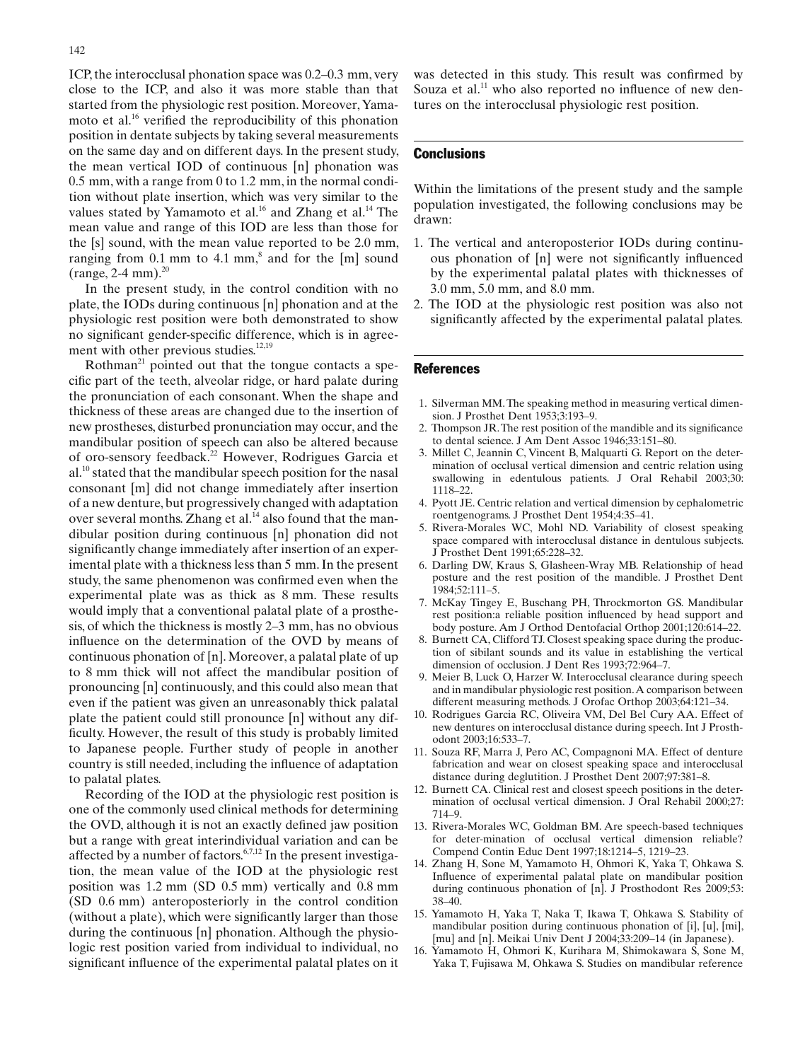ICP, the interocclusal phonation space was 0.2–0.3 mm, very close to the ICP, and also it was more stable than that started from the physiologic rest position. Moreover, Yamamoto et al.[16] verified the reproducibility of this phonation position in dentate subjects by taking several measurements on the same day and on different days. In the present study, the mean vertical IOD of continuous [n] phonation was 0.5 mm, with a range from 0 to 1.2 mm, in the normal condition without plate insertion, which was very similar to the values stated by Yamamoto et al.[16] and Zhang et al.[14] The mean value and range of this IOD are less than those for the [s] sound, with the mean value reported to be 2.0 mm, ranging from 0.1 mm to 4.1 mm,[8] and for the [m] sound (range, 2-4 mm).[20]

In the present study, in the control condition with no plate, the IODs during continuous [n] phonation and at the physiologic rest position were both demonstrated to show no significant gender-specific difference, which is in agreement with other previous studies.[12,19]

Rothman[21] pointed out that the tongue contacts a specific part of the teeth, alveolar ridge, or hard palate during the pronunciation of each consonant. When the shape and thickness of these areas are changed due to the insertion of new prostheses, disturbed pronunciation may occur, and the mandibular position of speech can also be altered because of oro-sensory feedback.[22] However, Rodrigues Garcia et al.[10] stated that the mandibular speech position for the nasal consonant [m] did not change immediately after insertion of a new denture, but progressively changed with adaptation over several months. Zhang et al.[14] also found that the mandibular position during continuous [n] phonation did not significantly change immediately after insertion of an experimental plate with a thickness less than 5 mm. In the present study, the same phenomenon was confirmed even when the experimental plate was as thick as 8 mm. These results would imply that a conventional palatal plate of a prosthesis, of which the thickness is mostly 2–3 mm, has no obvious influence on the determination of the OVD by means of continuous phonation of [n]. Moreover, a palatal plate of up to 8 mm thick will not affect the mandibular position of pronouncing [n] continuously, and this could also mean that even if the patient was given an unreasonably thick palatal plate the patient could still pronounce [n] without any difficulty. However, the result of this study is probably limited to Japanese people. Further study of people in another country is still needed, including the influence of adaptation to palatal plates.

Recording of the IOD at the physiologic rest position is one of the commonly used clinical methods for determining the OVD, although it is not an exactly defined jaw position but a range with great interindividual variation and can be affected by a number of factors.[6,7,12] In the present investigation, the mean value of the IOD at the physiologic rest position was 1.2 mm (SD 0.5 mm) vertically and 0.8 mm (SD 0.6 mm) anteroposteriorly in the control condition (without a plate), which were significantly larger than those during the continuous [n] phonation. Although the physiologic rest position varied from individual to individual, no significant influence of the experimental palatal plates on it was detected in this study. This result was confirmed by Souza et al.[11] who also reported no influence of new dentures on the interocclusal physiologic rest position.

## Conclusions

Within the limitations of the present study and the sample population investigated, the following conclusions may be drawn:

1. The vertical and anteroposterior IODs during continuous phonation of [n] were not significantly influenced by the experimental palatal plates with thicknesses of 3.0 mm, 5.0 mm, and 8.0 mm.
2. The IOD at the physiologic rest position was also not significantly affected by the experimental palatal plates.

## References

1. Silverman MM. The speaking method in measuring vertical dimension. J Prosthet Dent 1953;3:193–9.
2. Thompson JR. The rest position of the mandible and its significance to dental science. J Am Dent Assoc 1946;33:151–80.
3. Millet C, Jeannin C, Vincent B, Malquarti G. Report on the determination of occlusal vertical dimension and centric relation using swallowing in edentulous patients. J Oral Rehabil 2003;30: 1118–22.
4. Pyott JE. Centric relation and vertical dimension by cephalometric roentgenograms. J Prosthet Dent 1954;4:35–41.
5. Rivera-Morales WC, Mohl ND. Variability of closest speaking space compared with interocclusal distance in dentulous subjects. J Prosthet Dent 1991;65:228–32.
6. Darling DW, Kraus S, Glasheen-Wray MB. Relationship of head posture and the rest position of the mandible. J Prosthet Dent 1984;52:111–5.
7. McKay Tingey E, Buschang PH, Throckmorton GS. Mandibular rest position:a reliable position influenced by head support and body posture. Am J Orthod Dentofacial Orthop 2001;120:614–22.
8. Burnett CA, Clifford TJ. Closest speaking space during the production of sibilant sounds and its value in establishing the vertical dimension of occlusion. J Dent Res 1993;72:964–7.
9. Meier B, Luck O, Harzer W. Interocclusal clearance during speech and in mandibular physiologic rest position. A comparison between different measuring methods. J Orofac Orthop 2003;64:121–34.
10. Rodrigues Garcia RC, Oliveira VM, Del Bel Cury AA. Effect of new dentures on interocclusal distance during speech. Int J Prosthodont 2003;16:533–7.
11. Souza RF, Marra J, Pero AC, Compagnoni MA. Effect of denture fabrication and wear on closest speaking space and interocclusal distance during deglutition. J Prosthet Dent 2007;97:381–8.
12. Burnett CA. Clinical rest and closest speech positions in the determination of occlusal vertical dimension. J Oral Rehabil 2000;27: 714–9.
13. Rivera-Morales WC, Goldman BM. Are speech-based techniques for deter-mination of occlusal vertical dimension reliable? Compend Contin Educ Dent 1997;18:1214–5, 1219–23.
14. Zhang H, Sone M, Yamamoto H, Ohmori K, Yaka T, Ohkawa S. Influence of experimental palatal plate on mandibular position during continuous phonation of [n]. J Prosthodont Res 2009;53: 38–40.
15. Yamamoto H, Yaka T, Naka T, Ikawa T, Ohkawa S. Stability of mandibular position during continuous phonation of [i], [u], [mi], [mu] and [n]. Meikai Univ Dent J 2004;33:209–14 (in Japanese).
16. Yamamoto H, Ohmori K, Kurihara M, Shimokawara S, Sone M, Yaka T, Fujisawa M, Ohkawa S. Studies on mandibular reference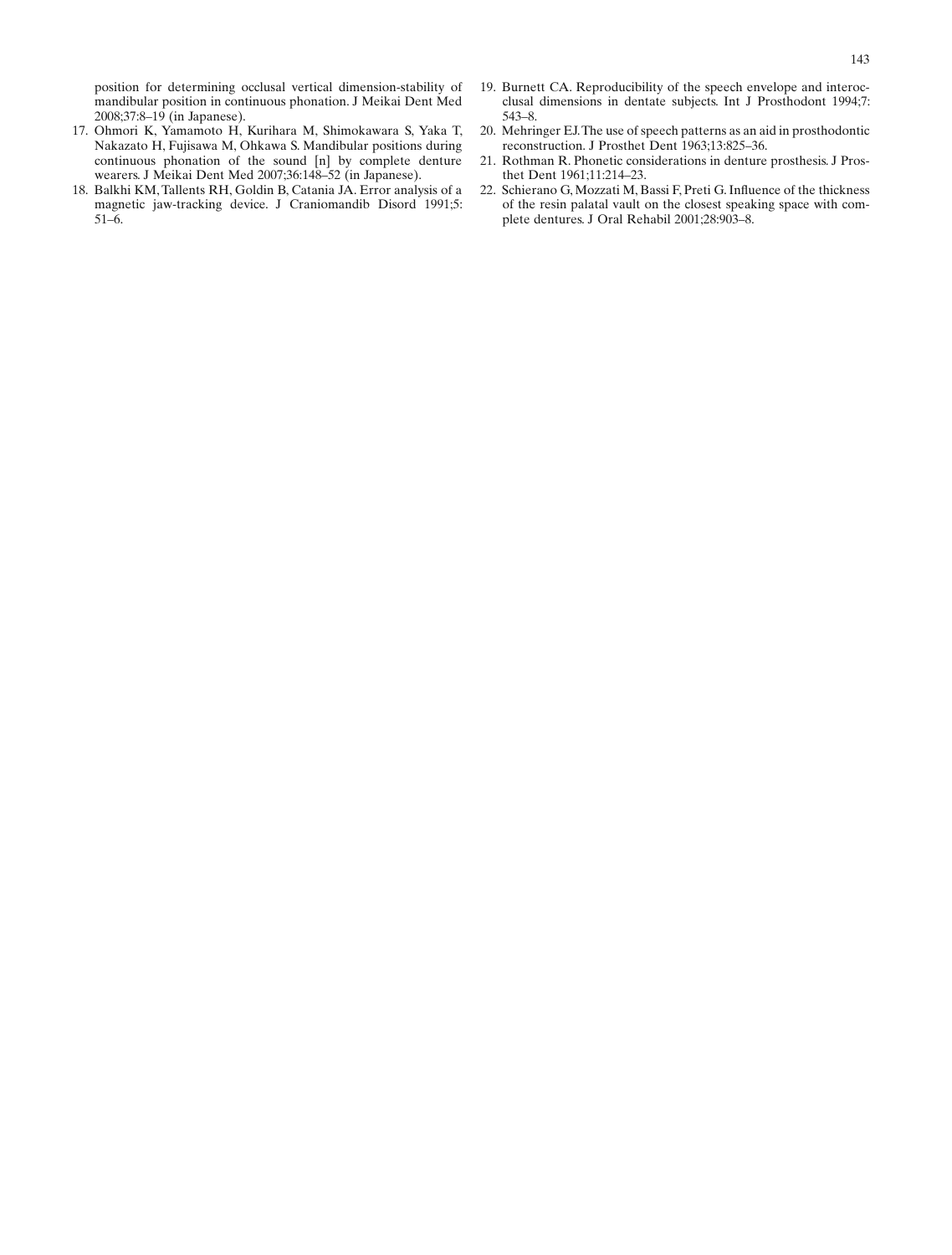position for determining occlusal vertical dimension-stability of mandibular position in continuous phonation. J Meikai Dent Med 2008;37:8–19 (in Japanese).

17. Ohmori K, Yamamoto H, Kurihara M, Shimokawara S, Yaka T, Nakazato H, Fujisawa M, Ohkawa S. Mandibular positions during continuous phonation of the sound [n] by complete denture wearers. J Meikai Dent Med 2007;36:148–52 (in Japanese).
18. Balkhi KM, Tallents RH, Goldin B, Catania JA. Error analysis of a magnetic jaw-tracking device. J Craniomandib Disord 1991;5: 51–6.
19. Burnett CA. Reproducibility of the speech envelope and interocclusal dimensions in dentate subjects. Int J Prosthodont 1994;7: 543–8.
20. Mehringer EJ. The use of speech patterns as an aid in prosthodontic reconstruction. J Prosthet Dent 1963;13:825–36.
21. Rothman R. Phonetic considerations in denture prosthesis. J Prosthet Dent 1961;11:214–23.
22. Schierano G, Mozzati M, Bassi F, Preti G. Influence of the thickness of the resin palatal vault on the closest speaking space with complete dentures. J Oral Rehabil 2001;28:903–8.